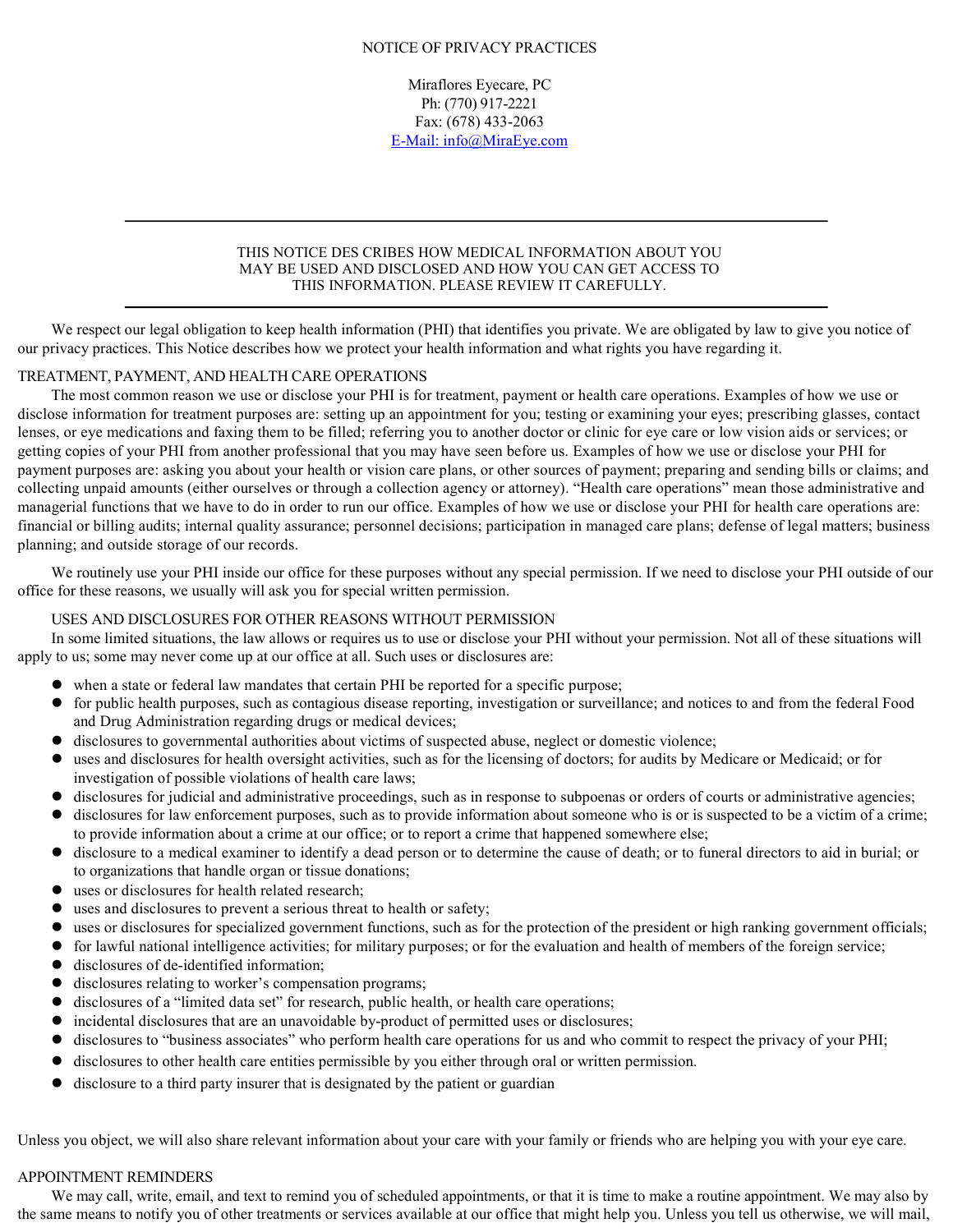# NOTICE OF PRIVACY PRACTICES

Miraflores Eyecare, PC
Ph: (770) 917-2221
Fax: (678) 433-2063
E-Mail: info@MiraEye.com

---

THIS NOTICE DES CRIBES HOW MEDICAL INFORMATION ABOUT YOU MAY BE USED AND DISCLOSED AND HOW YOU CAN GET ACCESS TO THIS INFORMATION. PLEASE REVIEW IT CAREFULLY.

---

We respect our legal obligation to keep health information (PHI) that identifies you private. We are obligated by law to give you notice of our privacy practices. This Notice describes how we protect your health information and what rights you have regarding it.

## TREATMENT, PAYMENT, AND HEALTH CARE OPERATIONS

The most common reason we use or disclose your PHI is for treatment, payment or health care operations. Examples of how we use or disclose information for treatment purposes are: setting up an appointment for you; testing or examining your eyes; prescribing glasses, contact lenses, or eye medications and faxing them to be filled; referring you to another doctor or clinic for eye care or low vision aids or services; or getting copies of your PHI from another professional that you may have seen before us. Examples of how we use or disclose your PHI for payment purposes are: asking you about your health or vision care plans, or other sources of payment; preparing and sending bills or claims; and collecting unpaid amounts (either ourselves or through a collection agency or attorney). "Health care operations" mean those administrative and managerial functions that we have to do in order to run our office. Examples of how we use or disclose your PHI for health care operations are: financial or billing audits; internal quality assurance; personnel decisions; participation in managed care plans; defense of legal matters; business planning; and outside storage of our records.

We routinely use your PHI inside our office for these purposes without any special permission. If we need to disclose your PHI outside of our office for these reasons, we usually will ask you for special written permission.

## USES AND DISCLOSURES FOR OTHER REASONS WITHOUT PERMISSION

In some limited situations, the law allows or requires us to use or disclose your PHI without your permission. Not all of these situations will apply to us; some may never come up at our office at all. Such uses or disclosures are:

- when a state or federal law mandates that certain PHI be reported for a specific purpose;
- for public health purposes, such as contagious disease reporting, investigation or surveillance; and notices to and from the federal Food and Drug Administration regarding drugs or medical devices;
- disclosures to governmental authorities about victims of suspected abuse, neglect or domestic violence;
- uses and disclosures for health oversight activities, such as for the licensing of doctors; for audits by Medicare or Medicaid; or for investigation of possible violations of health care laws;
- disclosures for judicial and administrative proceedings, such as in response to subpoenas or orders of courts or administrative agencies;
- disclosures for law enforcement purposes, such as to provide information about someone who is or is suspected to be a victim of a crime; to provide information about a crime at our office; or to report a crime that happened somewhere else;
- disclosure to a medical examiner to identify a dead person or to determine the cause of death; or to funeral directors to aid in burial; or to organizations that handle organ or tissue donations;
- uses or disclosures for health related research;
- uses and disclosures to prevent a serious threat to health or safety;
- uses or disclosures for specialized government functions, such as for the protection of the president or high ranking government officials;
- for lawful national intelligence activities; for military purposes; or for the evaluation and health of members of the foreign service;
- disclosures of de-identified information;
- disclosures relating to worker's compensation programs;
- disclosures of a "limited data set" for research, public health, or health care operations;
- incidental disclosures that are an unavoidable by-product of permitted uses or disclosures;
- disclosures to "business associates" who perform health care operations for us and who commit to respect the privacy of your PHI;
- disclosures to other health care entities permissible by you either through oral or written permission.
- disclosure to a third party insurer that is designated by the patient or guardian

Unless you object, we will also share relevant information about your care with your family or friends who are helping you with your eye care.

## APPOINTMENT REMINDERS

We may call, write, email, and text to remind you of scheduled appointments, or that it is time to make a routine appointment. We may also by the same means to notify you of other treatments or services available at our office that might help you. Unless you tell us otherwise, we will mail,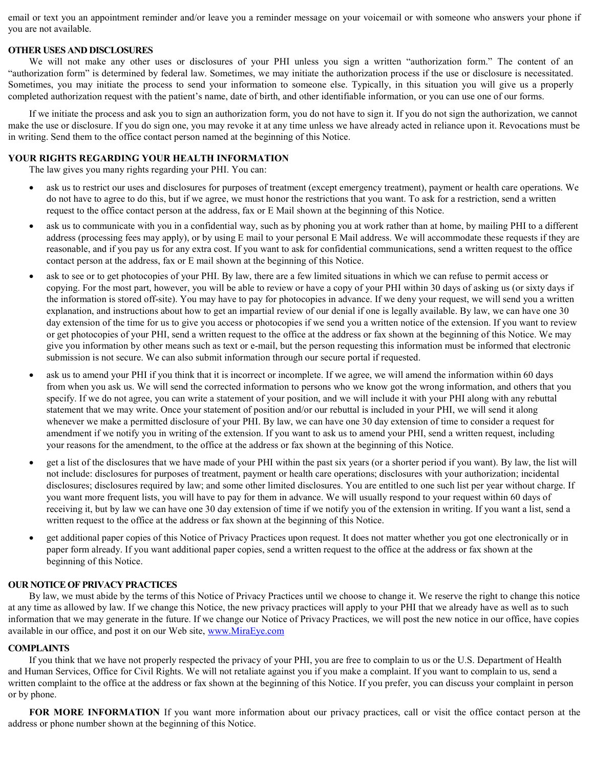email or text you an appointment reminder and/or leave you a reminder message on your voicemail or with someone who answers your phone if you are not available.

**OTHER USES AND DISCLOSURES**

We will not make any other uses or disclosures of your PHI unless you sign a written "authorization form." The content of an "authorization form" is determined by federal law. Sometimes, we may initiate the authorization process if the use or disclosure is necessitated. Sometimes, you may initiate the process to send your information to someone else. Typically, in this situation you will give us a properly completed authorization request with the patient's name, date of birth, and other identifiable information, or you can use one of our forms.

If we initiate the process and ask you to sign an authorization form, you do not have to sign it. If you do not sign the authorization, we cannot make the use or disclosure. If you do sign one, you may revoke it at any time unless we have already acted in reliance upon it. Revocations must be in writing. Send them to the office contact person named at the beginning of this Notice.

**YOUR RIGHTS REGARDING YOUR HEALTH INFORMATION**

The law gives you many rights regarding your PHI. You can:

- ask us to restrict our uses and disclosures for purposes of treatment (except emergency treatment), payment or health care operations. We do not have to agree to do this, but if we agree, we must honor the restrictions that you want. To ask for a restriction, send a written request to the office contact person at the address, fax or E Mail shown at the beginning of this Notice.
- ask us to communicate with you in a confidential way, such as by phoning you at work rather than at home, by mailing PHI to a different address (processing fees may apply), or by using E mail to your personal E Mail address. We will accommodate these requests if they are reasonable, and if you pay us for any extra cost. If you want to ask for confidential communications, send a written request to the office contact person at the address, fax or E mail shown at the beginning of this Notice.
- ask to see or to get photocopies of your PHI. By law, there are a few limited situations in which we can refuse to permit access or copying. For the most part, however, you will be able to review or have a copy of your PHI within 30 days of asking us (or sixty days if the information is stored off-site). You may have to pay for photocopies in advance. If we deny your request, we will send you a written explanation, and instructions about how to get an impartial review of our denial if one is legally available. By law, we can have one 30 day extension of the time for us to give you access or photocopies if we send you a written notice of the extension. If you want to review or get photocopies of your PHI, send a written request to the office at the address or fax shown at the beginning of this Notice. We may give you information by other means such as text or e-mail, but the person requesting this information must be informed that electronic submission is not secure. We can also submit information through our secure portal if requested.
- ask us to amend your PHI if you think that it is incorrect or incomplete. If we agree, we will amend the information within 60 days from when you ask us. We will send the corrected information to persons who we know got the wrong information, and others that you specify. If we do not agree, you can write a statement of your position, and we will include it with your PHI along with any rebuttal statement that we may write. Once your statement of position and/or our rebuttal is included in your PHI, we will send it along whenever we make a permitted disclosure of your PHI. By law, we can have one 30 day extension of time to consider a request for amendment if we notify you in writing of the extension. If you want to ask us to amend your PHI, send a written request, including your reasons for the amendment, to the office at the address or fax shown at the beginning of this Notice.
- get a list of the disclosures that we have made of your PHI within the past six years (or a shorter period if you want). By law, the list will not include: disclosures for purposes of treatment, payment or health care operations; disclosures with your authorization; incidental disclosures; disclosures required by law; and some other limited disclosures. You are entitled to one such list per year without charge. If you want more frequent lists, you will have to pay for them in advance. We will usually respond to your request within 60 days of receiving it, but by law we can have one 30 day extension of time if we notify you of the extension in writing. If you want a list, send a written request to the office at the address or fax shown at the beginning of this Notice.
- get additional paper copies of this Notice of Privacy Practices upon request. It does not matter whether you got one electronically or in paper form already. If you want additional paper copies, send a written request to the office at the address or fax shown at the beginning of this Notice.

**OUR NOTICE OF PRIVACY PRACTICES**

By law, we must abide by the terms of this Notice of Privacy Practices until we choose to change it. We reserve the right to change this notice at any time as allowed by law. If we change this Notice, the new privacy practices will apply to your PHI that we already have as well as to such information that we may generate in the future. If we change our Notice of Privacy Practices, we will post the new notice in our office, have copies available in our office, and post it on our Web site, www.MiraEye.com

**COMPLAINTS**

If you think that we have not properly respected the privacy of your PHI, you are free to complain to us or the U.S. Department of Health and Human Services, Office for Civil Rights. We will not retaliate against you if you make a complaint. If you want to complain to us, send a written complaint to the office at the address or fax shown at the beginning of this Notice. If you prefer, you can discuss your complaint in person or by phone.

**FOR MORE INFORMATION** If you want more information about our privacy practices, call or visit the office contact person at the address or phone number shown at the beginning of this Notice.